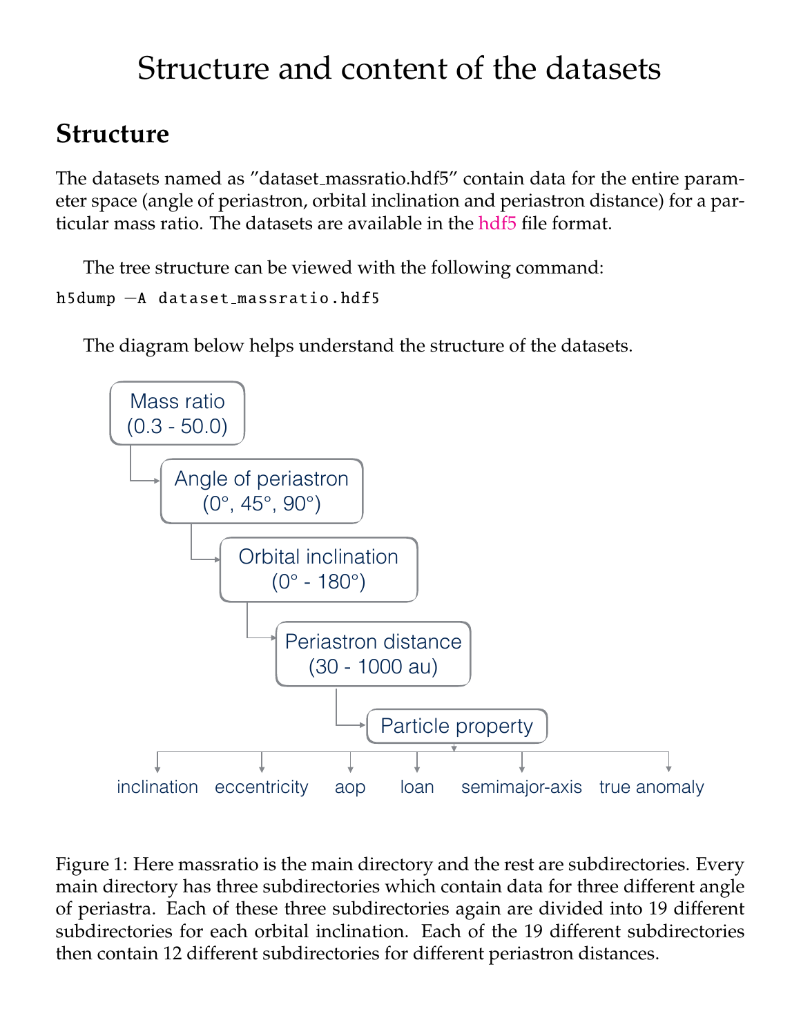# Structure and content of the datasets

## Structure

The datasets named as "dataset_massratio.hdf5" contain data for the entire parameter space (angle of periastron, orbital inclination and periastron distance) for a particular mass ratio. The datasets are available in the hdf5 file format.

The tree structure can be viewed with the following command:

```
h5dump -A dataset_massratio.hdf5
```

The diagram below helps understand the structure of the datasets.

Mass ratio (0.3 - 50.0)
- Angle of periastron (0°, 45°, 90°)
  - Orbital inclination (0° - 180°)
    - Periastron distance (30 - 1000 au)
      - Particle property
        - inclination
        - eccentricity
        - aop
        - loan
        - semimajor-axis
        - true anomaly

Figure 1: Here massratio is the main directory and the rest are subdirectories. Every main directory has three subdirectories which contain data for three different angle of periastra. Each of these three subdirectories again are divided into 19 different subdirectories for each orbital inclination. Each of the 19 different subdirectories then contain 12 different subdirectories for different periastron distances.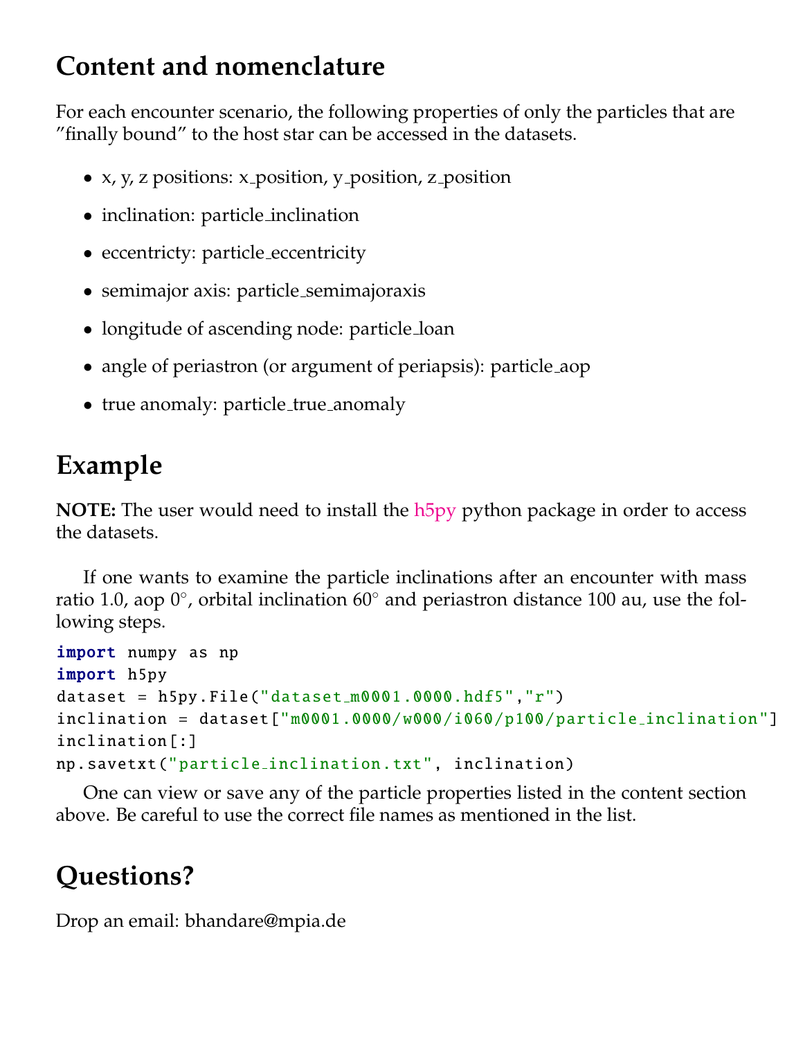## Content and nomenclature

For each encounter scenario, the following properties of only the particles that are "finally bound" to the host star can be accessed in the datasets.

- x, y, z positions: x_position, y_position, z_position
- inclination: particle_inclination
- eccentricty: particle_eccentricity
- semimajor axis: particle_semimajoraxis
- longitude of ascending node: particle_loan
- angle of periastron (or argument of periapsis): particle_aop
- true anomaly: particle_true_anomaly

## Example

**NOTE:** The user would need to install the h5py python package in order to access the datasets.

If one wants to examine the particle inclinations after an encounter with mass ratio 1.0, aop 0°, orbital inclination 60° and periastron distance 100 au, use the following steps.

```
import numpy as np
import h5py
dataset = h5py.File("dataset_m0001.0000.hdf5","r")
inclination = dataset["m0001.0000/w000/i060/p100/particle_inclination"]
inclination[:]
np.savetxt("particle_inclination.txt", inclination)
```

One can view or save any of the particle properties listed in the content section above. Be careful to use the correct file names as mentioned in the list.

## Questions?

Drop an email: bhandare@mpia.de